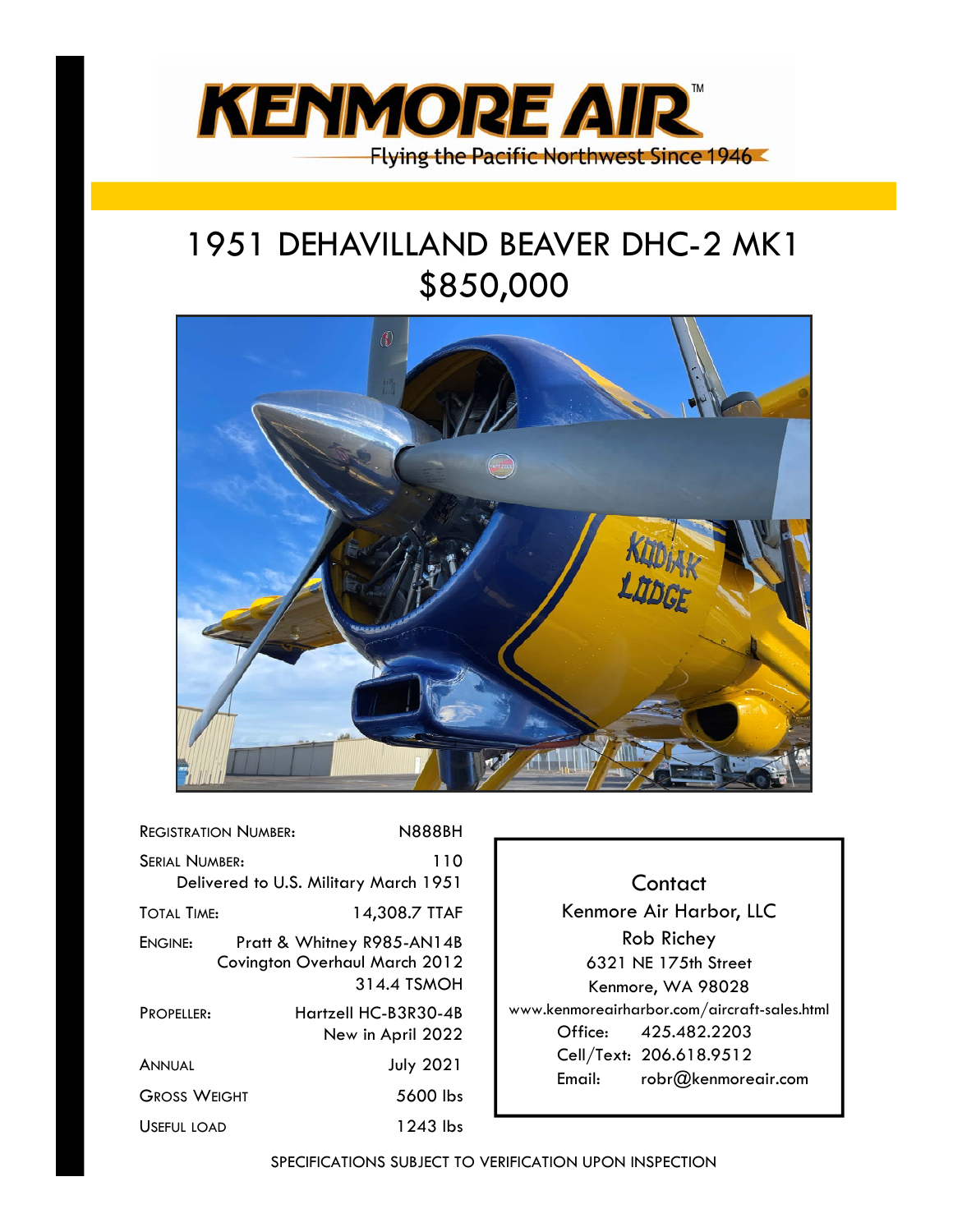KENMORE AIR™

Flying the Pacific Northwest Since 1946

# 1951 DEHAVILLAND BEAVER DHC-2 MK1
# $850,000

| | |
|---|---|
| REGISTRATION NUMBER: | N888BH |
| SERIAL NUMBER: | 110<br>Delivered to U.S. Military March 1951 |
| TOTAL TIME: | 14,308.7 TTAF |
| ENGINE: | Pratt & Whitney R985-AN14B<br>Covington Overhaul March 2012<br>314.4 TSMOH |
| PROPELLER: | Hartzell HC-B3R30-4B<br>New in April 2022 |
| ANNUAL | July 2021 |
| GROSS WEIGHT | 5600 lbs |
| USEFUL LOAD | 1243 lbs |

**Contact**

Kenmore Air Harbor, LLC
Rob Richey
6321 NE 175th Street
Kenmore, WA 98028
www.kenmoreairharbor.com/aircraft-sales.html
Office: 425.482.2203
Cell/Text: 206.618.9512
Email: robr@kenmoreair.com

SPECIFICATIONS SUBJECT TO VERIFICATION UPON INSPECTION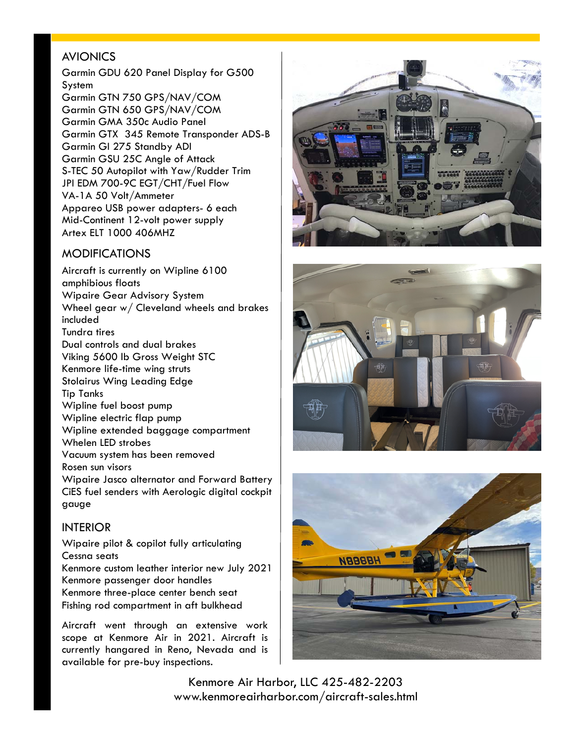## AVIONICS

Garmin GDU 620 Panel Display for G500 System
Garmin GTN 750 GPS/NAV/COM
Garmin GTN 650 GPS/NAV/COM
Garmin GMA 350c Audio Panel
Garmin GTX 345 Remote Transponder ADS-B
Garmin GI 275 Standby ADI
Garmin GSU 25C Angle of Attack
S-TEC 50 Autopilot with Yaw/Rudder Trim
JPI EDM 700-9C EGT/CHT/Fuel Flow
VA-1A 50 Volt/Ammeter
Appareo USB power adapters- 6 each
Mid-Continent 12-volt power supply
Artex ELT 1000 406MHZ

## MODIFICATIONS

Aircraft is currently on Wipline 6100 amphibious floats
Wipaire Gear Advisory System
Wheel gear w/ Cleveland wheels and brakes included
Tundra tires
Dual controls and dual brakes
Viking 5600 lb Gross Weight STC
Kenmore life-time wing struts
Stolairus Wing Leading Edge
Tip Tanks
Wipline fuel boost pump
Wipline electric flap pump
Wipline extended baggage compartment
Whelen LED strobes
Vacuum system has been removed
Rosen sun visors
Wipaire Jasco alternator and Forward Battery
CiES fuel senders with Aerologic digital cockpit gauge

## INTERIOR

Wipaire pilot & copilot fully articulating Cessna seats
Kenmore custom leather interior new July 2021
Kenmore passenger door handles
Kenmore three-place center bench seat
Fishing rod compartment in aft bulkhead

Aircraft went through an extensive work scope at Kenmore Air in 2021. Aircraft is currently hangared in Reno, Nevada and is available for pre-buy inspections.

Kenmore Air Harbor, LLC 425-482-2203
www.kenmoreairharbor.com/aircraft-sales.html